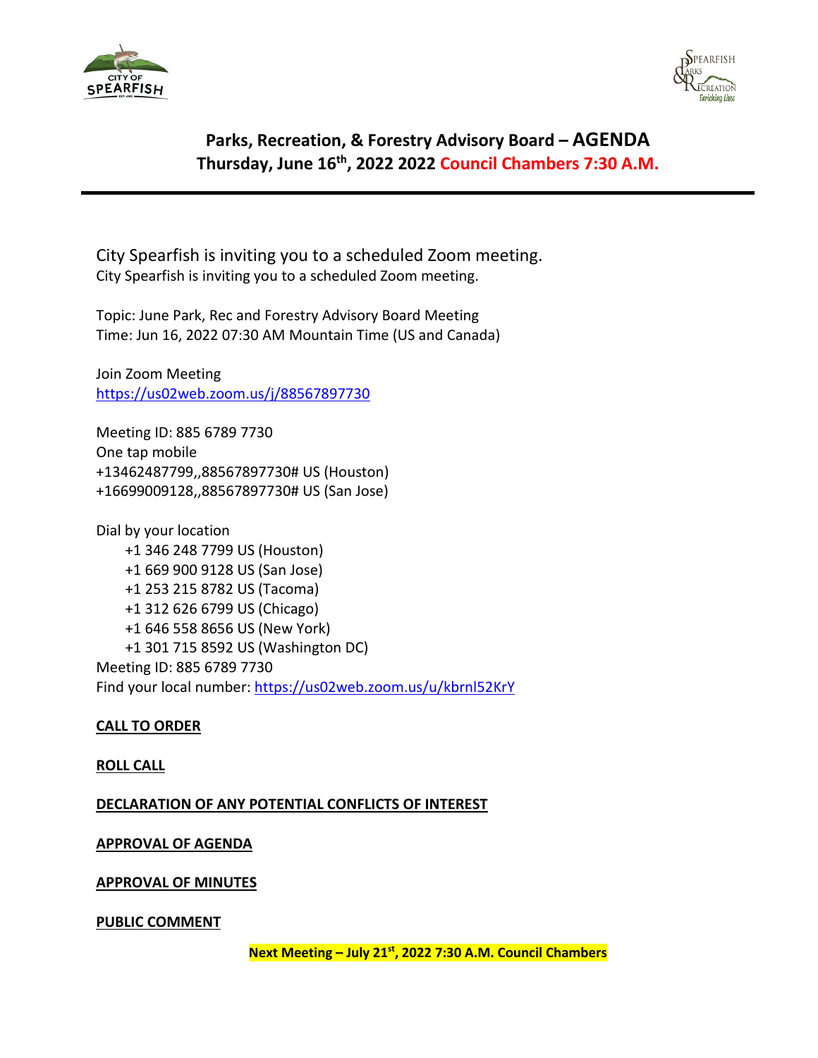# Parks, Recreation, & Forestry Advisory Board – AGENDA

**Thursday, June 16th, 2022 2022 Council Chambers 7:30 A.M.**

City Spearfish is inviting you to a scheduled Zoom meeting.
City Spearfish is inviting you to a scheduled Zoom meeting.

Topic: June Park, Rec and Forestry Advisory Board Meeting
Time: Jun 16, 2022 07:30 AM Mountain Time (US and Canada)

Join Zoom Meeting
https://us02web.zoom.us/j/88567897730

Meeting ID: 885 6789 7730
One tap mobile
+13462487799,,88567897730# US (Houston)
+16699009128,,88567897730# US (San Jose)

Dial by your location
- +1 346 248 7799 US (Houston)
- +1 669 900 9128 US (San Jose)
- +1 253 215 8782 US (Tacoma)
- +1 312 626 6799 US (Chicago)
- +1 646 558 8656 US (New York)
- +1 301 715 8592 US (Washington DC)

Meeting ID: 885 6789 7730
Find your local number: https://us02web.zoom.us/u/kbrnl52KrY

**CALL TO ORDER**

**ROLL CALL**

**DECLARATION OF ANY POTENTIAL CONFLICTS OF INTEREST**

**APPROVAL OF AGENDA**

**APPROVAL OF MINUTES**

**PUBLIC COMMENT**

**Next Meeting – July 21st, 2022 7:30 A.M. Council Chambers**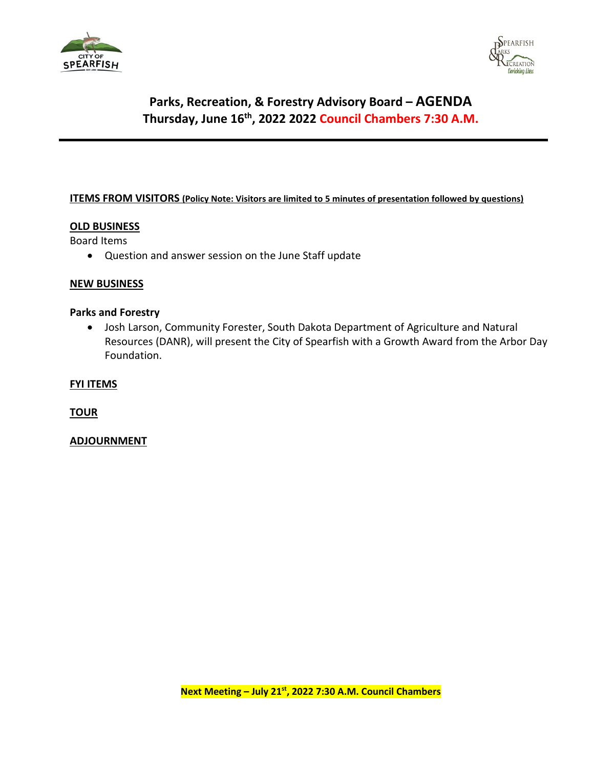# Parks, Recreation, & Forestry Advisory Board – AGENDA

## Thursday, June 16th, 2022 2022 Council Chambers 7:30 A.M.

---

**ITEMS FROM VISITORS (Policy Note: Visitors are limited to 5 minutes of presentation followed by questions)**

**OLD BUSINESS**

Board Items

- Question and answer session on the June Staff update

**NEW BUSINESS**

**Parks and Forestry**

- Josh Larson, Community Forester, South Dakota Department of Agriculture and Natural Resources (DANR), will present the City of Spearfish with a Growth Award from the Arbor Day Foundation.

**FYI ITEMS**

**TOUR**

**ADJOURNMENT**

**Next Meeting – July 21st, 2022 7:30 A.M. Council Chambers**